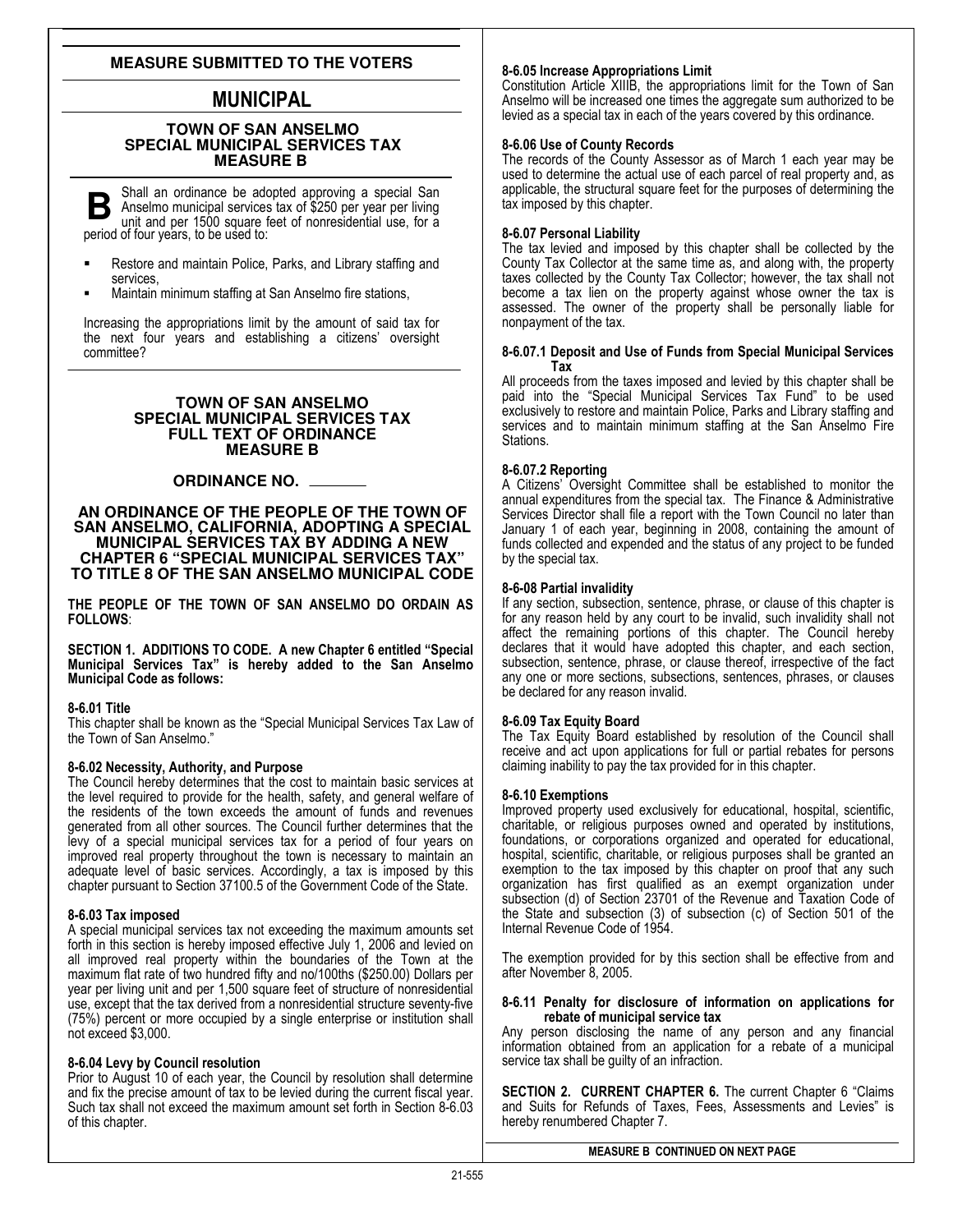## MEASURE SUBMITTED TO THE VOTERS

# MUNICIPAL

### TOWN OF SAN ANSELMO
### SPECIAL MUNICIPAL SERVICES TAX
### MEASURE B

**B** Shall an ordinance be adopted approving a special San Anselmo municipal services tax of $250 per year per living unit and per 1500 square feet of nonresidential use, for a period of four years, to be used to:

- Restore and maintain Police, Parks, and Library staffing and services,
- Maintain minimum staffing at San Anselmo fire stations,

Increasing the appropriations limit by the amount of said tax for the next four years and establishing a citizens' oversight committee?

### TOWN OF SAN ANSELMO
### SPECIAL MUNICIPAL SERVICES TAX
### FULL TEXT OF ORDINANCE
### MEASURE B

### ORDINANCE NO. _______

### AN ORDINANCE OF THE PEOPLE OF THE TOWN OF SAN ANSELMO, CALIFORNIA, ADOPTING A SPECIAL MUNICIPAL SERVICES TAX BY ADDING A NEW CHAPTER 6 "SPECIAL MUNICIPAL SERVICES TAX" TO TITLE 8 OF THE SAN ANSELMO MUNICIPAL CODE

**THE PEOPLE OF THE TOWN OF SAN ANSELMO DO ORDAIN AS FOLLOWS**:

**SECTION 1. ADDITIONS TO CODE. A new Chapter 6 entitled "Special Municipal Services Tax" is hereby added to the San Anselmo Municipal Code as follows:**

**8-6.01 Title**
This chapter shall be known as the "Special Municipal Services Tax Law of the Town of San Anselmo."

**8-6.02 Necessity, Authority, and Purpose**
The Council hereby determines that the cost to maintain basic services at the level required to provide for the health, safety, and general welfare of the residents of the town exceeds the amount of funds and revenues generated from all other sources. The Council further determines that the levy of a special municipal services tax for a period of four years on improved real property throughout the town is necessary to maintain an adequate level of basic services. Accordingly, a tax is imposed by this chapter pursuant to Section 37100.5 of the Government Code of the State.

**8-6.03 Tax imposed**
A special municipal services tax not exceeding the maximum amounts set forth in this section is hereby imposed effective July 1, 2006 and levied on all improved real property within the boundaries of the Town at the maximum flat rate of two hundred fifty and no/100ths ($250.00) Dollars per year per living unit and per 1,500 square feet of structure of nonresidential use, except that the tax derived from a nonresidential structure seventy-five (75%) percent or more occupied by a single enterprise or institution shall not exceed $3,000.

**8-6.04 Levy by Council resolution**
Prior to August 10 of each year, the Council by resolution shall determine and fix the precise amount of tax to be levied during the current fiscal year. Such tax shall not exceed the maximum amount set forth in Section 8-6.03 of this chapter.

**8-6.05 Increase Appropriations Limit**
Constitution Article XIIIB, the appropriations limit for the Town of San Anselmo will be increased one times the aggregate sum authorized to be levied as a special tax in each of the years covered by this ordinance.

**8-6.06 Use of County Records**
The records of the County Assessor as of March 1 each year may be used to determine the actual use of each parcel of real property and, as applicable, the structural square feet for the purposes of determining the tax imposed by this chapter.

**8-6.07 Personal Liability**
The tax levied and imposed by this chapter shall be collected by the County Tax Collector at the same time as, and along with, the property taxes collected by the County Tax Collector; however, the tax shall not become a tax lien on the property against whose owner the tax is assessed. The owner of the property shall be personally liable for nonpayment of the tax.

**8-6.07.1 Deposit and Use of Funds from Special Municipal Services Tax**
All proceeds from the taxes imposed and levied by this chapter shall be paid into the "Special Municipal Services Tax Fund" to be used exclusively to restore and maintain Police, Parks and Library staffing and services and to maintain minimum staffing at the San Anselmo Fire Stations.

**8-6.07.2 Reporting**
A Citizens' Oversight Committee shall be established to monitor the annual expenditures from the special tax. The Finance & Administrative Services Director shall file a report with the Town Council no later than January 1 of each year, beginning in 2008, containing the amount of funds collected and expended and the status of any project to be funded by the special tax.

**8-6-08 Partial invalidity**
If any section, subsection, sentence, phrase, or clause of this chapter is for any reason held by any court to be invalid, such invalidity shall not affect the remaining portions of this chapter. The Council hereby declares that it would have adopted this chapter, and each section, subsection, sentence, phrase, or clause thereof, irrespective of the fact any one or more sections, subsections, sentences, phrases, or clauses be declared for any reason invalid.

**8-6.09 Tax Equity Board**
The Tax Equity Board established by resolution of the Council shall receive and act upon applications for full or partial rebates for persons claiming inability to pay the tax provided for in this chapter.

**8-6.10 Exemptions**
Improved property used exclusively for educational, hospital, scientific, charitable, or religious purposes owned and operated by institutions, foundations, or corporations organized and operated for educational, hospital, scientific, charitable, or religious purposes shall be granted an exemption to the tax imposed by this chapter on proof that any such organization has first qualified as an exempt organization under subsection (d) of Section 23701 of the Revenue and Taxation Code of the State and subsection (3) of subsection (c) of Section 501 of the Internal Revenue Code of 1954.

The exemption provided for by this section shall be effective from and after November 8, 2005.

**8-6.11 Penalty for disclosure of information on applications for rebate of municipal service tax**
Any person disclosing the name of any person and any financial information obtained from an application for a rebate of a municipal service tax shall be guilty of an infraction.

**SECTION 2. CURRENT CHAPTER 6.** The current Chapter 6 "Claims and Suits for Refunds of Taxes, Fees, Assessments and Levies" is hereby renumbered Chapter 7.

**MEASURE B CONTINUED ON NEXT PAGE**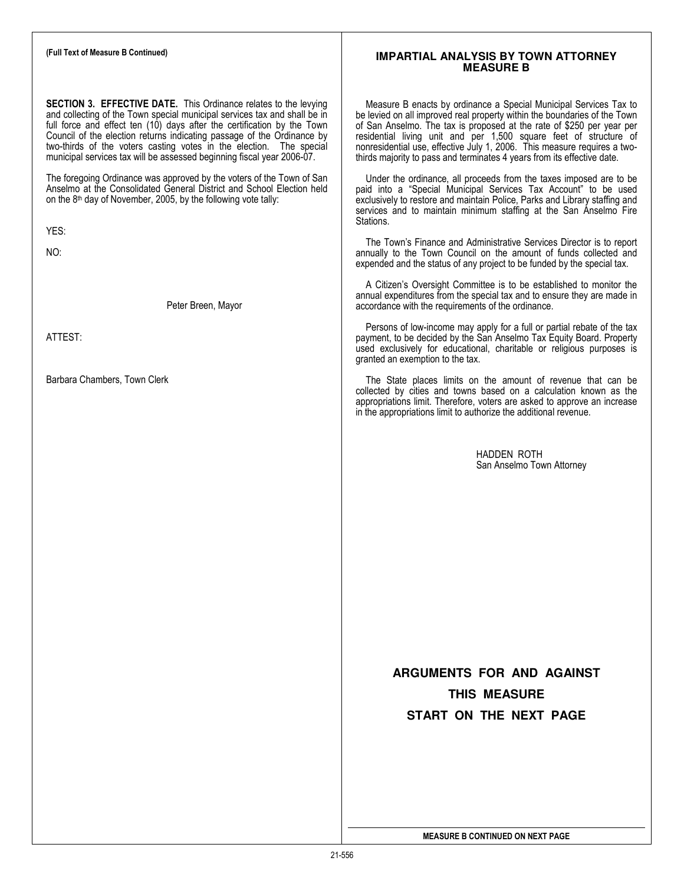**(Full Text of Measure B Continued)**

**SECTION 3. EFFECTIVE DATE.** This Ordinance relates to the levying and collecting of the Town special municipal services tax and shall be in full force and effect ten (10) days after the certification by the Town Council of the election returns indicating passage of the Ordinance by two-thirds of the voters casting votes in the election. The special municipal services tax will be assessed beginning fiscal year 2006-07.

The foregoing Ordinance was approved by the voters of the Town of San Anselmo at the Consolidated General District and School Election held on the 8th day of November, 2005, by the following vote tally:

YES:

NO:

Peter Breen, Mayor

ATTEST:

Barbara Chambers, Town Clerk

## IMPARTIAL ANALYSIS BY TOWN ATTORNEY MEASURE B

Measure B enacts by ordinance a Special Municipal Services Tax to be levied on all improved real property within the boundaries of the Town of San Anselmo. The tax is proposed at the rate of $250 per year per residential living unit and per 1,500 square feet of structure of nonresidential use, effective July 1, 2006. This measure requires a two-thirds majority to pass and terminates 4 years from its effective date.

Under the ordinance, all proceeds from the taxes imposed are to be paid into a "Special Municipal Services Tax Account" to be used exclusively to restore and maintain Police, Parks and Library staffing and services and to maintain minimum staffing at the San Anselmo Fire Stations.

The Town's Finance and Administrative Services Director is to report annually to the Town Council on the amount of funds collected and expended and the status of any project to be funded by the special tax.

A Citizen's Oversight Committee is to be established to monitor the annual expenditures from the special tax and to ensure they are made in accordance with the requirements of the ordinance.

Persons of low-income may apply for a full or partial rebate of the tax payment, to be decided by the San Anselmo Tax Equity Board. Property used exclusively for educational, charitable or religious purposes is granted an exemption to the tax.

The State places limits on the amount of revenue that can be collected by cities and towns based on a calculation known as the appropriations limit. Therefore, voters are asked to approve an increase in the appropriations limit to authorize the additional revenue.

HADDEN ROTH
San Anselmo Town Attorney

**ARGUMENTS FOR AND AGAINST THIS MEASURE START ON THE NEXT PAGE**

**MEASURE B CONTINUED ON NEXT PAGE**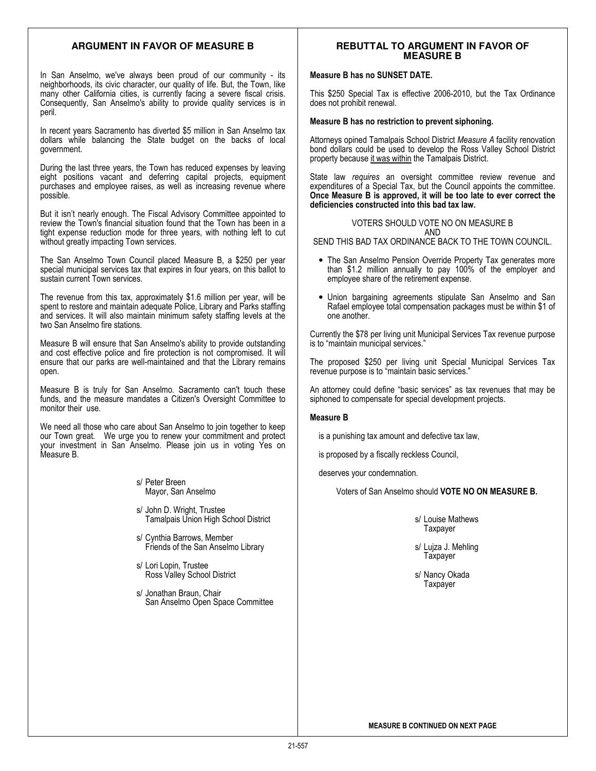## ARGUMENT IN FAVOR OF MEASURE B

In San Anselmo, we've always been proud of our community - its neighborhoods, its civic character, our quality of life. But, the Town, like many other California cities, is currently facing a severe fiscal crisis. Consequently, San Anselmo's ability to provide quality services is in peril.

In recent years Sacramento has diverted $5 million in San Anselmo tax dollars while balancing the State budget on the backs of local government.

During the last three years, the Town has reduced expenses by leaving eight positions vacant and deferring capital projects, equipment purchases and employee raises, as well as increasing revenue where possible.

But it isn't nearly enough. The Fiscal Advisory Committee appointed to review the Town's financial situation found that the Town has been in a tight expense reduction mode for three years, with nothing left to cut without greatly impacting Town services.

The San Anselmo Town Council placed Measure B, a $250 per year special municipal services tax that expires in four years, on this ballot to sustain current Town services.

The revenue from this tax, approximately $1.6 million per year, will be spent to restore and maintain adequate Police, Library and Parks staffing and services. It will also maintain minimum safety staffing levels at the two San Anselmo fire stations.

Measure B will ensure that San Anselmo's ability to provide outstanding and cost effective police and fire protection is not compromised. It will ensure that our parks are well-maintained and that the Library remains open.

Measure B is truly for San Anselmo. Sacramento can't touch these funds, and the measure mandates a Citizen's Oversight Committee to monitor their use.

We need all those who care about San Anselmo to join together to keep our Town great. We urge you to renew your commitment and protect your investment in San Anselmo. Please join us in voting Yes on Measure B.

s/ Peter Breen
Mayor, San Anselmo

s/ John D. Wright, Trustee
Tamalpais Union High School District

s/ Cynthia Barrows, Member
Friends of the San Anselmo Library

s/ Lori Lopin, Trustee
Ross Valley School District

s/ Jonathan Braun, Chair
San Anselmo Open Space Committee

## REBUTTAL TO ARGUMENT IN FAVOR OF MEASURE B

**Measure B has no SUNSET DATE.**

This $250 Special Tax is effective 2006-2010, but the Tax Ordinance does not prohibit renewal.

**Measure B has no restriction to prevent siphoning.**

Attorneys opined Tamalpais School District *Measure A* facility renovation bond dollars could be used to develop the Ross Valley School District property because it was within the Tamalpais District.

State law *requires* an oversight committee review revenue and expenditures of a Special Tax, but the Council appoints the committee. **Once Measure B is approved, it will be too late to ever correct the deficiencies constructed into this bad tax law.**

VOTERS SHOULD VOTE NO ON MEASURE B
AND
SEND THIS BAD TAX ORDINANCE BACK TO THE TOWN COUNCIL.

- The San Anselmo Pension Override Property Tax generates more than $1.2 million annually to pay 100% of the employer and employee share of the retirement expense.
- Union bargaining agreements stipulate San Anselmo and San Rafael employee total compensation packages must be within $1 of one another.

Currently the $78 per living unit Municipal Services Tax revenue purpose is to "maintain municipal services."

The proposed $250 per living unit Special Municipal Services Tax revenue purpose is to "maintain basic services."

An attorney could define "basic services" as tax revenues that may be siphoned to compensate for special development projects.

**Measure B**

is a punishing tax amount and defective tax law,

is proposed by a fiscally reckless Council,

deserves your condemnation.

Voters of San Anselmo should **VOTE NO ON MEASURE B.**

s/ Louise Mathews
Taxpayer

s/ Lujza J. Mehling
Taxpayer

s/ Nancy Okada
Taxpayer

**MEASURE B CONTINUED ON NEXT PAGE**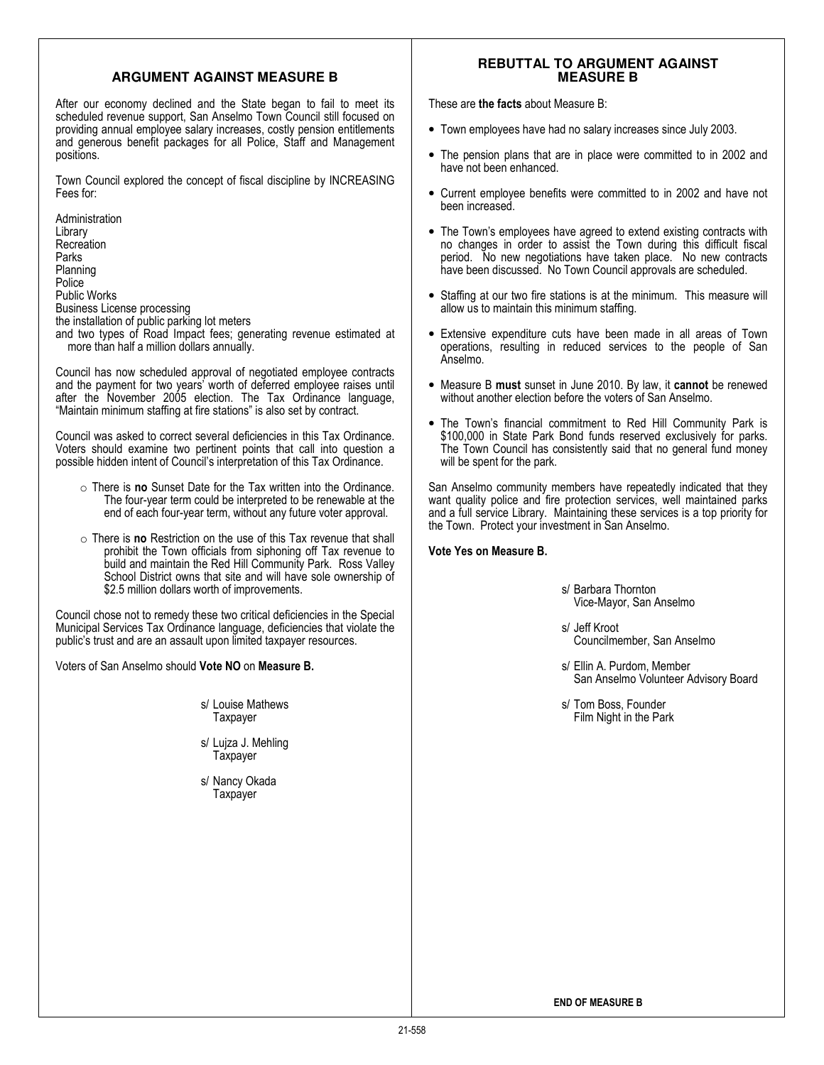## ARGUMENT AGAINST MEASURE B

After our economy declined and the State began to fail to meet its scheduled revenue support, San Anselmo Town Council still focused on providing annual employee salary increases, costly pension entitlements and generous benefit packages for all Police, Staff and Management positions.

Town Council explored the concept of fiscal discipline by INCREASING Fees for:

Administration
Library
Recreation
Parks
Planning
Police
Public Works
Business License processing
the installation of public parking lot meters
and two types of Road Impact fees; generating revenue estimated at more than half a million dollars annually.

Council has now scheduled approval of negotiated employee contracts and the payment for two years' worth of deferred employee raises until after the November 2005 election. The Tax Ordinance language, "Maintain minimum staffing at fire stations" is also set by contract.

Council was asked to correct several deficiencies in this Tax Ordinance. Voters should examine two pertinent points that call into question a possible hidden intent of Council's interpretation of this Tax Ordinance.

- There is **no** Sunset Date for the Tax written into the Ordinance. The four-year term could be interpreted to be renewable at the end of each four-year term, without any future voter approval.
- There is **no** Restriction on the use of this Tax revenue that shall prohibit the Town officials from siphoning off Tax revenue to build and maintain the Red Hill Community Park. Ross Valley School District owns that site and will have sole ownership of $2.5 million dollars worth of improvements.

Council chose not to remedy these two critical deficiencies in the Special Municipal Services Tax Ordinance language, deficiencies that violate the public's trust and are an assault upon limited taxpayer resources.

Voters of San Anselmo should **Vote NO** on **Measure B.**

s/ Louise Mathews
Taxpayer

s/ Lujza J. Mehling
Taxpayer

s/ Nancy Okada
Taxpayer

## REBUTTAL TO ARGUMENT AGAINST MEASURE B

These are **the facts** about Measure B:

- Town employees have had no salary increases since July 2003.
- The pension plans that are in place were committed to in 2002 and have not been enhanced.
- Current employee benefits were committed to in 2002 and have not been increased.
- The Town's employees have agreed to extend existing contracts with no changes in order to assist the Town during this difficult fiscal period. No new negotiations have taken place. No new contracts have been discussed. No Town Council approvals are scheduled.
- Staffing at our two fire stations is at the minimum. This measure will allow us to maintain this minimum staffing.
- Extensive expenditure cuts have been made in all areas of Town operations, resulting in reduced services to the people of San Anselmo.
- Measure B **must** sunset in June 2010. By law, it **cannot** be renewed without another election before the voters of San Anselmo.
- The Town's financial commitment to Red Hill Community Park is $100,000 in State Park Bond funds reserved exclusively for parks. The Town Council has consistently said that no general fund money will be spent for the park.

San Anselmo community members have repeatedly indicated that they want quality police and fire protection services, well maintained parks and a full service Library. Maintaining these services is a top priority for the Town. Protect your investment in San Anselmo.

**Vote Yes on Measure B.**

s/ Barbara Thornton
Vice-Mayor, San Anselmo

s/ Jeff Kroot
Councilmember, San Anselmo

s/ Ellin A. Purdom, Member
San Anselmo Volunteer Advisory Board

s/ Tom Boss, Founder
Film Night in the Park

**END OF MEASURE B**